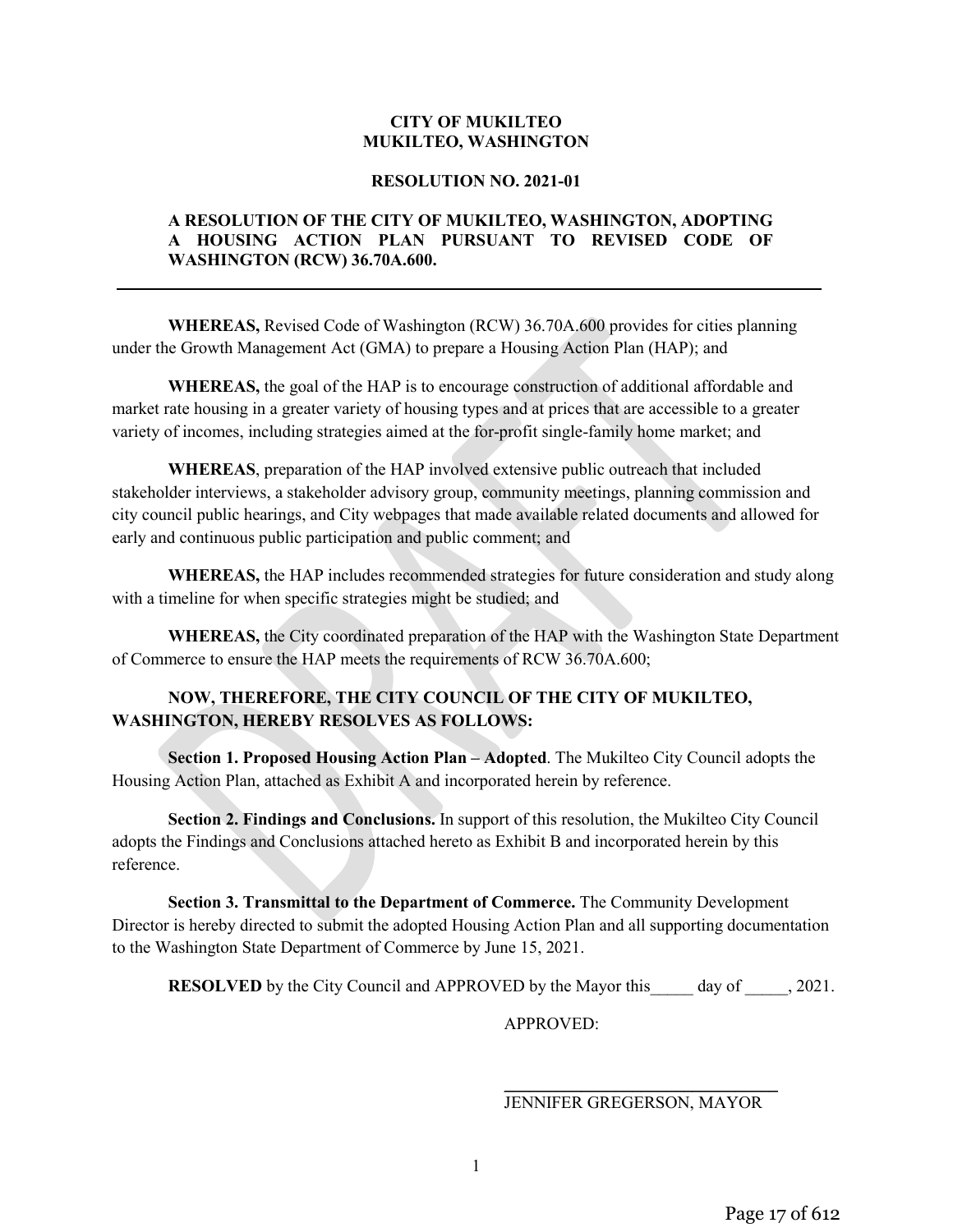**CITY OF MUKILTEO**
**MUKILTEO, WASHINGTON**

**RESOLUTION NO. 2021-01**

**A RESOLUTION OF THE CITY OF MUKILTEO, WASHINGTON, ADOPTING A HOUSING ACTION PLAN PURSUANT TO REVISED CODE OF WASHINGTON (RCW) 36.70A.600.**

---

**WHEREAS,** Revised Code of Washington (RCW) 36.70A.600 provides for cities planning under the Growth Management Act (GMA) to prepare a Housing Action Plan (HAP); and

**WHEREAS,** the goal of the HAP is to encourage construction of additional affordable and market rate housing in a greater variety of housing types and at prices that are accessible to a greater variety of incomes, including strategies aimed at the for-profit single-family home market; and

**WHEREAS**, preparation of the HAP involved extensive public outreach that included stakeholder interviews, a stakeholder advisory group, community meetings, planning commission and city council public hearings, and City webpages that made available related documents and allowed for early and continuous public participation and public comment; and

**WHEREAS,** the HAP includes recommended strategies for future consideration and study along with a timeline for when specific strategies might be studied; and

**WHEREAS,** the City coordinated preparation of the HAP with the Washington State Department of Commerce to ensure the HAP meets the requirements of RCW 36.70A.600;

**NOW, THEREFORE, THE CITY COUNCIL OF THE CITY OF MUKILTEO, WASHINGTON, HEREBY RESOLVES AS FOLLOWS:**

**Section 1. Proposed Housing Action Plan – Adopted**. The Mukilteo City Council adopts the Housing Action Plan, attached as Exhibit A and incorporated herein by reference.

**Section 2. Findings and Conclusions.** In support of this resolution, the Mukilteo City Council adopts the Findings and Conclusions attached hereto as Exhibit B and incorporated herein by this reference.

**Section 3. Transmittal to the Department of Commerce.** The Community Development Director is hereby directed to submit the adopted Housing Action Plan and all supporting documentation to the Washington State Department of Commerce by June 15, 2021.

**RESOLVED** by the City Council and APPROVED by the Mayor this_____ day of _____, 2021.

APPROVED:

______________________________
JENNIFER GREGERSON, MAYOR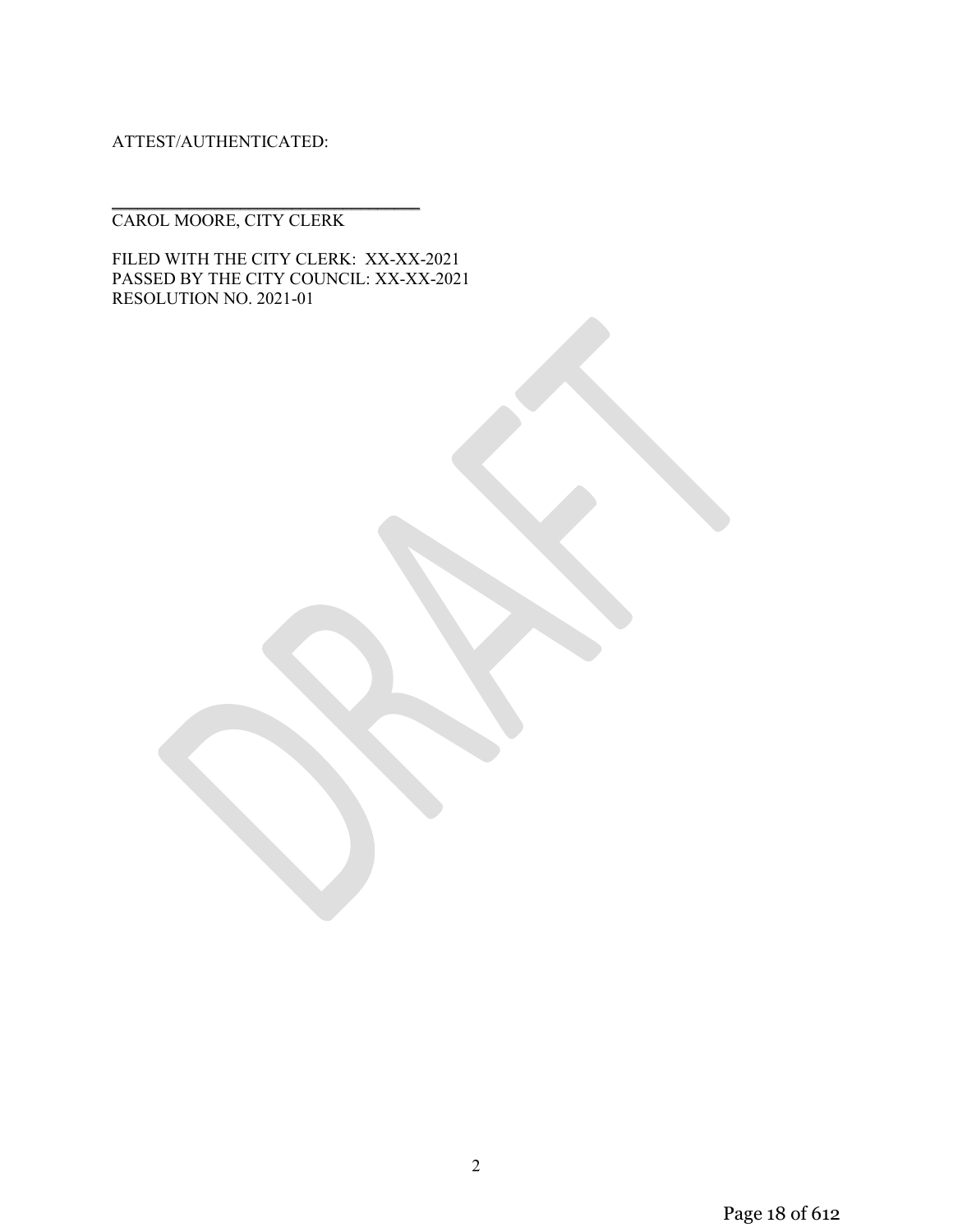ATTEST/AUTHENTICATED:

_____________________________________
CAROL MOORE, CITY CLERK

FILED WITH THE CITY CLERK: XX-XX-2021
PASSED BY THE CITY COUNCIL: XX-XX-2021
RESOLUTION NO. 2021-01

DRAFT